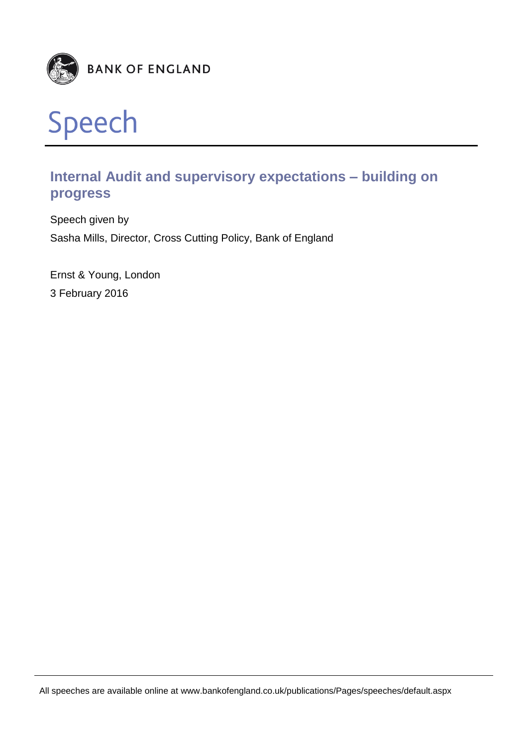BANK OF ENGLAND

# Speech

## Internal Audit and supervisory expectations – building on progress

Speech given by

Sasha Mills, Director, Cross Cutting Policy, Bank of England

Ernst & Young, London

3 February 2016

All speeches are available online at www.bankofengland.co.uk/publications/Pages/speeches/default.aspx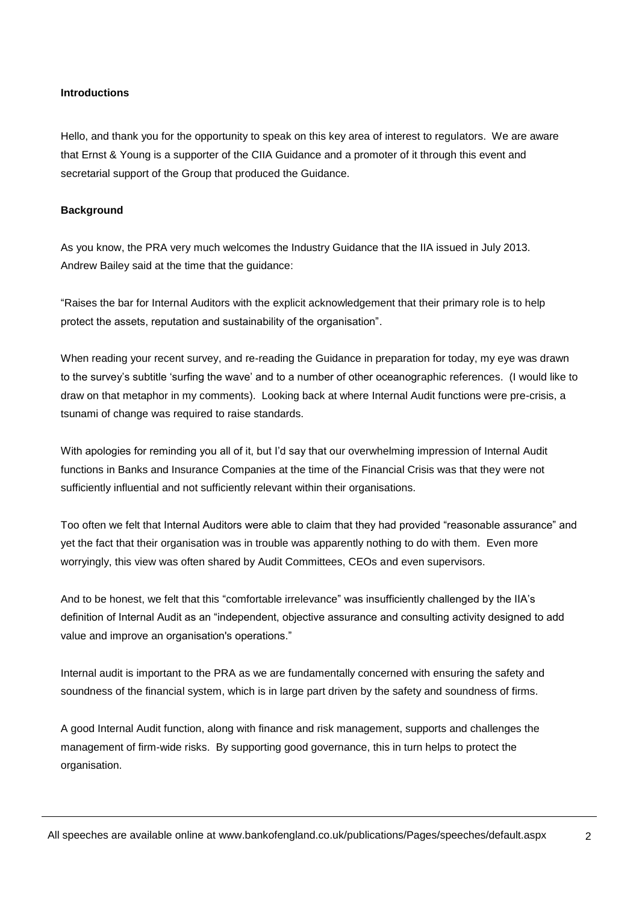**Introductions**

Hello, and thank you for the opportunity to speak on this key area of interest to regulators. We are aware that Ernst & Young is a supporter of the CIIA Guidance and a promoter of it through this event and secretarial support of the Group that produced the Guidance.

**Background**

As you know, the PRA very much welcomes the Industry Guidance that the IIA issued in July 2013. Andrew Bailey said at the time that the guidance:

"Raises the bar for Internal Auditors with the explicit acknowledgement that their primary role is to help protect the assets, reputation and sustainability of the organisation".

When reading your recent survey, and re-reading the Guidance in preparation for today, my eye was drawn to the survey's subtitle 'surfing the wave' and to a number of other oceanographic references. (I would like to draw on that metaphor in my comments). Looking back at where Internal Audit functions were pre-crisis, a tsunami of change was required to raise standards.

With apologies for reminding you all of it, but I'd say that our overwhelming impression of Internal Audit functions in Banks and Insurance Companies at the time of the Financial Crisis was that they were not sufficiently influential and not sufficiently relevant within their organisations.

Too often we felt that Internal Auditors were able to claim that they had provided "reasonable assurance" and yet the fact that their organisation was in trouble was apparently nothing to do with them. Even more worryingly, this view was often shared by Audit Committees, CEOs and even supervisors.

And to be honest, we felt that this "comfortable irrelevance" was insufficiently challenged by the IIA's definition of Internal Audit as an "independent, objective assurance and consulting activity designed to add value and improve an organisation's operations."

Internal audit is important to the PRA as we are fundamentally concerned with ensuring the safety and soundness of the financial system, which is in large part driven by the safety and soundness of firms.

A good Internal Audit function, along with finance and risk management, supports and challenges the management of firm-wide risks. By supporting good governance, this in turn helps to protect the organisation.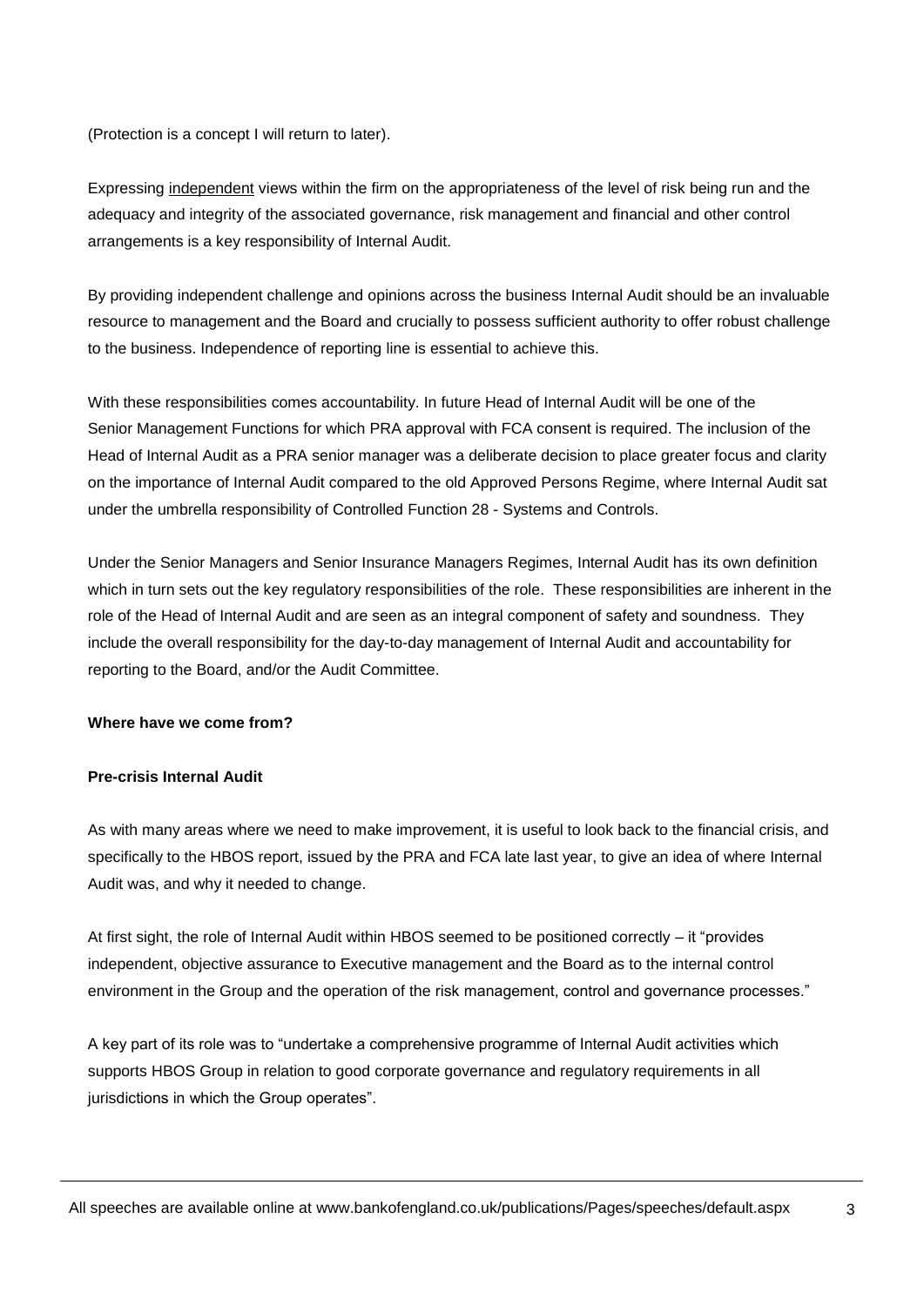(Protection is a concept I will return to later).

Expressing <u>independent</u> views within the firm on the appropriateness of the level of risk being run and the adequacy and integrity of the associated governance, risk management and financial and other control arrangements is a key responsibility of Internal Audit.

By providing independent challenge and opinions across the business Internal Audit should be an invaluable resource to management and the Board and crucially to possess sufficient authority to offer robust challenge to the business. Independence of reporting line is essential to achieve this.

With these responsibilities comes accountability. In future Head of Internal Audit will be one of the Senior Management Functions for which PRA approval with FCA consent is required. The inclusion of the Head of Internal Audit as a PRA senior manager was a deliberate decision to place greater focus and clarity on the importance of Internal Audit compared to the old Approved Persons Regime, where Internal Audit sat under the umbrella responsibility of Controlled Function 28 - Systems and Controls.

Under the Senior Managers and Senior Insurance Managers Regimes, Internal Audit has its own definition which in turn sets out the key regulatory responsibilities of the role. These responsibilities are inherent in the role of the Head of Internal Audit and are seen as an integral component of safety and soundness. They include the overall responsibility for the day-to-day management of Internal Audit and accountability for reporting to the Board, and/or the Audit Committee.

**Where have we come from?**

**Pre-crisis Internal Audit**

As with many areas where we need to make improvement, it is useful to look back to the financial crisis, and specifically to the HBOS report, issued by the PRA and FCA late last year, to give an idea of where Internal Audit was, and why it needed to change.

At first sight, the role of Internal Audit within HBOS seemed to be positioned correctly – it "provides independent, objective assurance to Executive management and the Board as to the internal control environment in the Group and the operation of the risk management, control and governance processes."

A key part of its role was to "undertake a comprehensive programme of Internal Audit activities which supports HBOS Group in relation to good corporate governance and regulatory requirements in all jurisdictions in which the Group operates".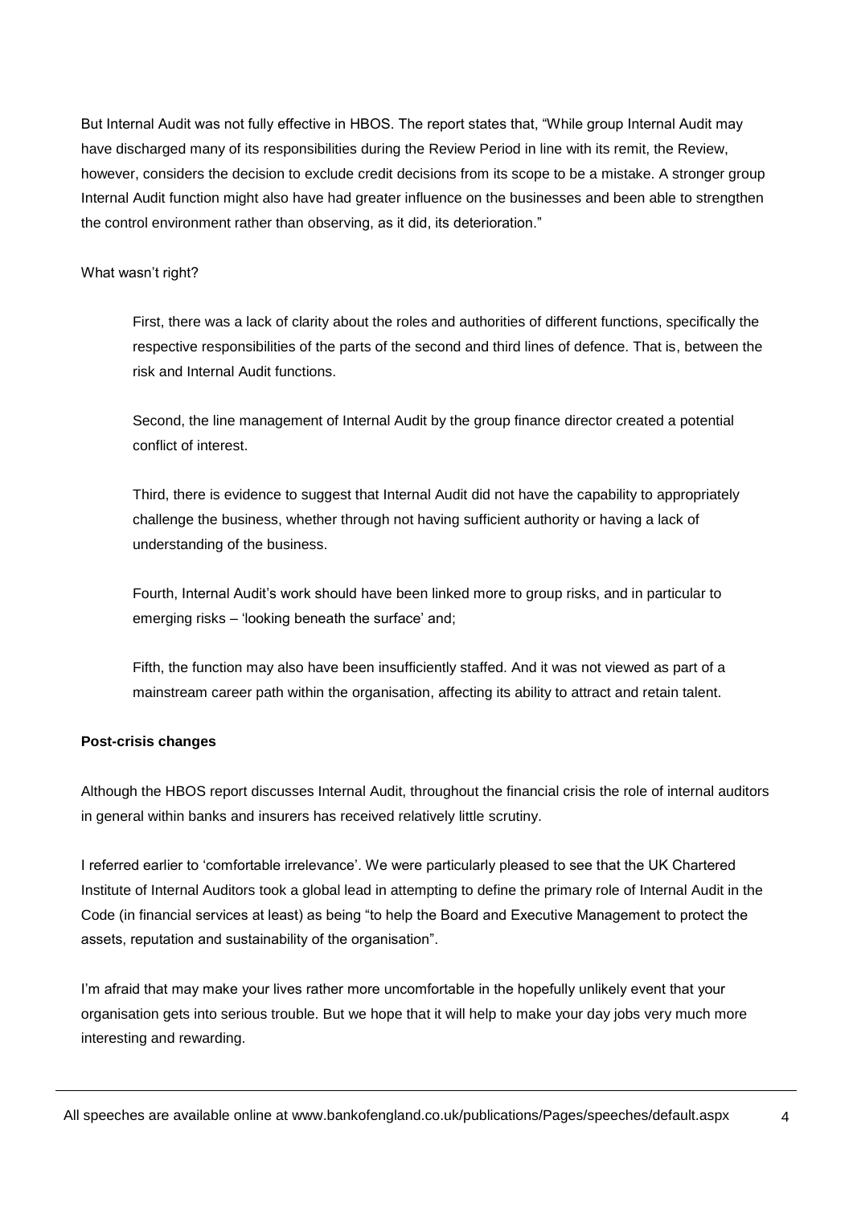But Internal Audit was not fully effective in HBOS. The report states that, "While group Internal Audit may have discharged many of its responsibilities during the Review Period in line with its remit, the Review, however, considers the decision to exclude credit decisions from its scope to be a mistake. A stronger group Internal Audit function might also have had greater influence on the businesses and been able to strengthen the control environment rather than observing, as it did, its deterioration."

What wasn't right?

> First, there was a lack of clarity about the roles and authorities of different functions, specifically the respective responsibilities of the parts of the second and third lines of defence. That is, between the risk and Internal Audit functions.
>
> Second, the line management of Internal Audit by the group finance director created a potential conflict of interest.
>
> Third, there is evidence to suggest that Internal Audit did not have the capability to appropriately challenge the business, whether through not having sufficient authority or having a lack of understanding of the business.
>
> Fourth, Internal Audit's work should have been linked more to group risks, and in particular to emerging risks – 'looking beneath the surface' and;
>
> Fifth, the function may also have been insufficiently staffed. And it was not viewed as part of a mainstream career path within the organisation, affecting its ability to attract and retain talent.

**Post-crisis changes**

Although the HBOS report discusses Internal Audit, throughout the financial crisis the role of internal auditors in general within banks and insurers has received relatively little scrutiny.

I referred earlier to 'comfortable irrelevance'. We were particularly pleased to see that the UK Chartered Institute of Internal Auditors took a global lead in attempting to define the primary role of Internal Audit in the Code (in financial services at least) as being "to help the Board and Executive Management to protect the assets, reputation and sustainability of the organisation".

I'm afraid that may make your lives rather more uncomfortable in the hopefully unlikely event that your organisation gets into serious trouble. But we hope that it will help to make your day jobs very much more interesting and rewarding.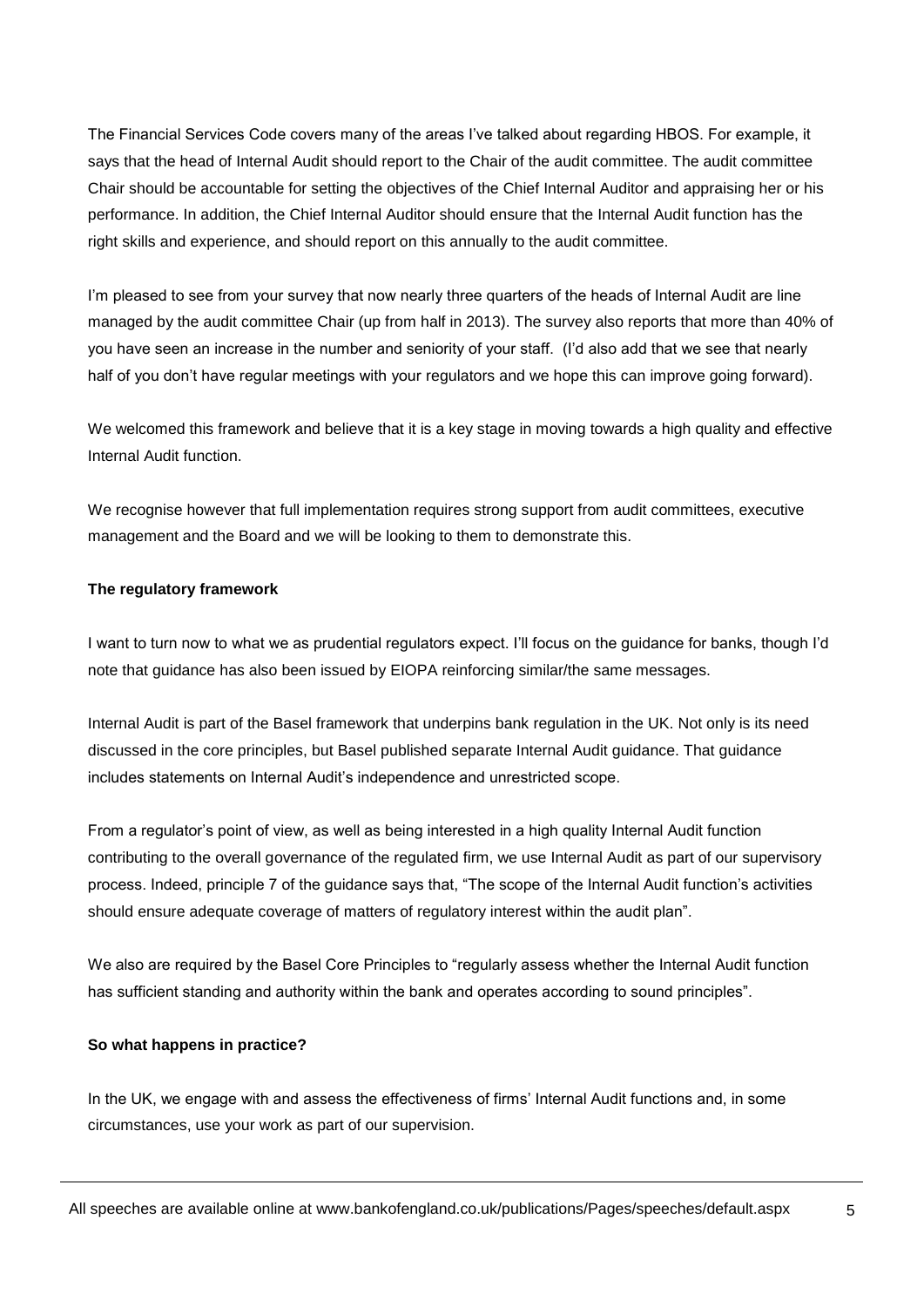The Financial Services Code covers many of the areas I've talked about regarding HBOS. For example, it says that the head of Internal Audit should report to the Chair of the audit committee. The audit committee Chair should be accountable for setting the objectives of the Chief Internal Auditor and appraising her or his performance. In addition, the Chief Internal Auditor should ensure that the Internal Audit function has the right skills and experience, and should report on this annually to the audit committee.

I'm pleased to see from your survey that now nearly three quarters of the heads of Internal Audit are line managed by the audit committee Chair (up from half in 2013). The survey also reports that more than 40% of you have seen an increase in the number and seniority of your staff. (I'd also add that we see that nearly half of you don't have regular meetings with your regulators and we hope this can improve going forward).

We welcomed this framework and believe that it is a key stage in moving towards a high quality and effective Internal Audit function.

We recognise however that full implementation requires strong support from audit committees, executive management and the Board and we will be looking to them to demonstrate this.

**The regulatory framework**

I want to turn now to what we as prudential regulators expect. I'll focus on the guidance for banks, though I'd note that guidance has also been issued by EIOPA reinforcing similar/the same messages.

Internal Audit is part of the Basel framework that underpins bank regulation in the UK. Not only is its need discussed in the core principles, but Basel published separate Internal Audit guidance. That guidance includes statements on Internal Audit's independence and unrestricted scope.

From a regulator's point of view, as well as being interested in a high quality Internal Audit function contributing to the overall governance of the regulated firm, we use Internal Audit as part of our supervisory process. Indeed, principle 7 of the guidance says that, "The scope of the Internal Audit function's activities should ensure adequate coverage of matters of regulatory interest within the audit plan".

We also are required by the Basel Core Principles to "regularly assess whether the Internal Audit function has sufficient standing and authority within the bank and operates according to sound principles".

**So what happens in practice?**

In the UK, we engage with and assess the effectiveness of firms' Internal Audit functions and, in some circumstances, use your work as part of our supervision.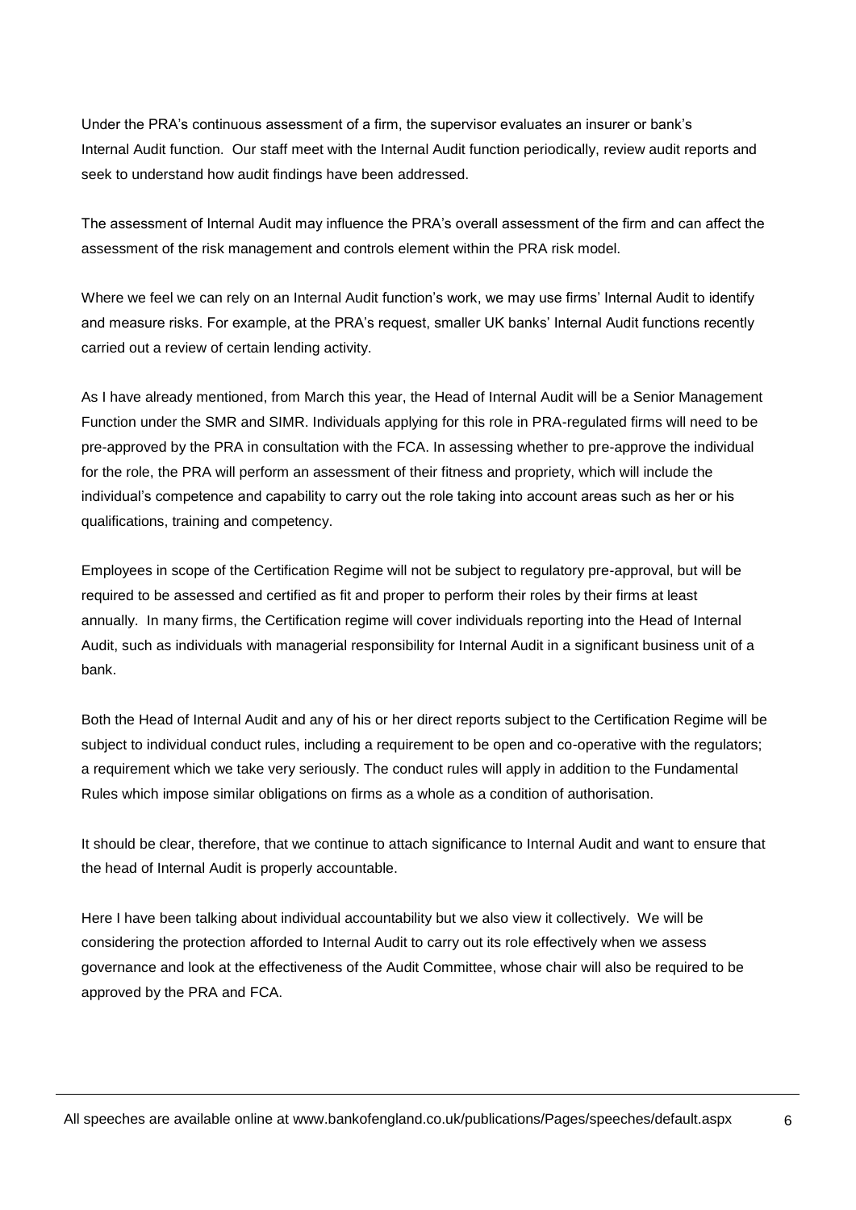Under the PRA's continuous assessment of a firm, the supervisor evaluates an insurer or bank's Internal Audit function. Our staff meet with the Internal Audit function periodically, review audit reports and seek to understand how audit findings have been addressed.

The assessment of Internal Audit may influence the PRA's overall assessment of the firm and can affect the assessment of the risk management and controls element within the PRA risk model.

Where we feel we can rely on an Internal Audit function's work, we may use firms' Internal Audit to identify and measure risks. For example, at the PRA's request, smaller UK banks' Internal Audit functions recently carried out a review of certain lending activity.

As I have already mentioned, from March this year, the Head of Internal Audit will be a Senior Management Function under the SMR and SIMR. Individuals applying for this role in PRA-regulated firms will need to be pre-approved by the PRA in consultation with the FCA. In assessing whether to pre-approve the individual for the role, the PRA will perform an assessment of their fitness and propriety, which will include the individual's competence and capability to carry out the role taking into account areas such as her or his qualifications, training and competency.

Employees in scope of the Certification Regime will not be subject to regulatory pre-approval, but will be required to be assessed and certified as fit and proper to perform their roles by their firms at least annually. In many firms, the Certification regime will cover individuals reporting into the Head of Internal Audit, such as individuals with managerial responsibility for Internal Audit in a significant business unit of a bank.

Both the Head of Internal Audit and any of his or her direct reports subject to the Certification Regime will be subject to individual conduct rules, including a requirement to be open and co-operative with the regulators; a requirement which we take very seriously. The conduct rules will apply in addition to the Fundamental Rules which impose similar obligations on firms as a whole as a condition of authorisation.

It should be clear, therefore, that we continue to attach significance to Internal Audit and want to ensure that the head of Internal Audit is properly accountable.

Here I have been talking about individual accountability but we also view it collectively. We will be considering the protection afforded to Internal Audit to carry out its role effectively when we assess governance and look at the effectiveness of the Audit Committee, whose chair will also be required to be approved by the PRA and FCA.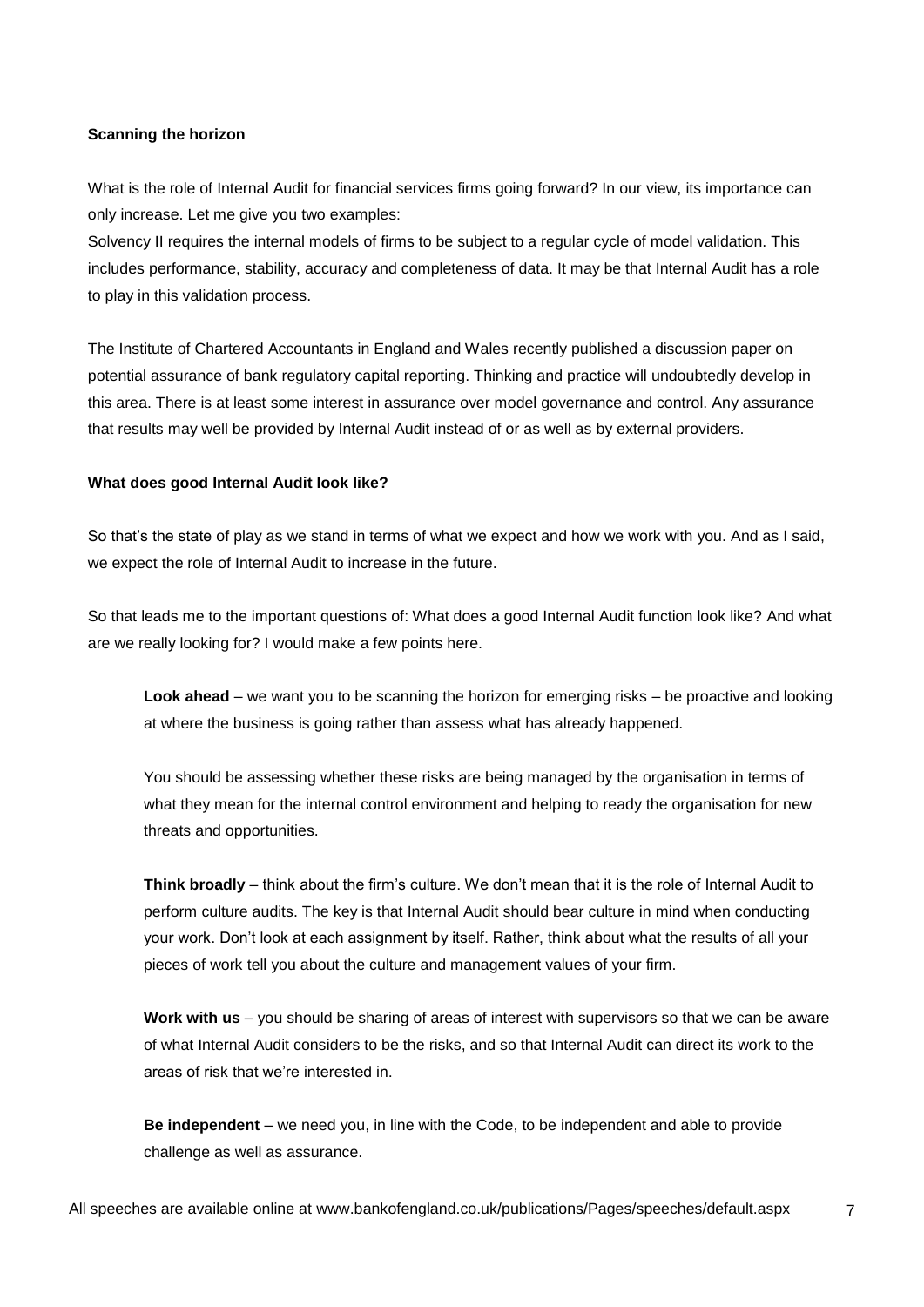**Scanning the horizon**

What is the role of Internal Audit for financial services firms going forward? In our view, its importance can only increase. Let me give you two examples:
Solvency II requires the internal models of firms to be subject to a regular cycle of model validation. This includes performance, stability, accuracy and completeness of data. It may be that Internal Audit has a role to play in this validation process.

The Institute of Chartered Accountants in England and Wales recently published a discussion paper on potential assurance of bank regulatory capital reporting. Thinking and practice will undoubtedly develop in this area. There is at least some interest in assurance over model governance and control. Any assurance that results may well be provided by Internal Audit instead of or as well as by external providers.

**What does good Internal Audit look like?**

So that's the state of play as we stand in terms of what we expect and how we work with you. And as I said, we expect the role of Internal Audit to increase in the future.

So that leads me to the important questions of: What does a good Internal Audit function look like? And what are we really looking for? I would make a few points here.

**Look ahead** – we want you to be scanning the horizon for emerging risks – be proactive and looking at where the business is going rather than assess what has already happened.

You should be assessing whether these risks are being managed by the organisation in terms of what they mean for the internal control environment and helping to ready the organisation for new threats and opportunities.

**Think broadly** – think about the firm's culture. We don't mean that it is the role of Internal Audit to perform culture audits. The key is that Internal Audit should bear culture in mind when conducting your work. Don't look at each assignment by itself. Rather, think about what the results of all your pieces of work tell you about the culture and management values of your firm.

**Work with us** – you should be sharing of areas of interest with supervisors so that we can be aware of what Internal Audit considers to be the risks, and so that Internal Audit can direct its work to the areas of risk that we're interested in.

**Be independent** – we need you, in line with the Code, to be independent and able to provide challenge as well as assurance.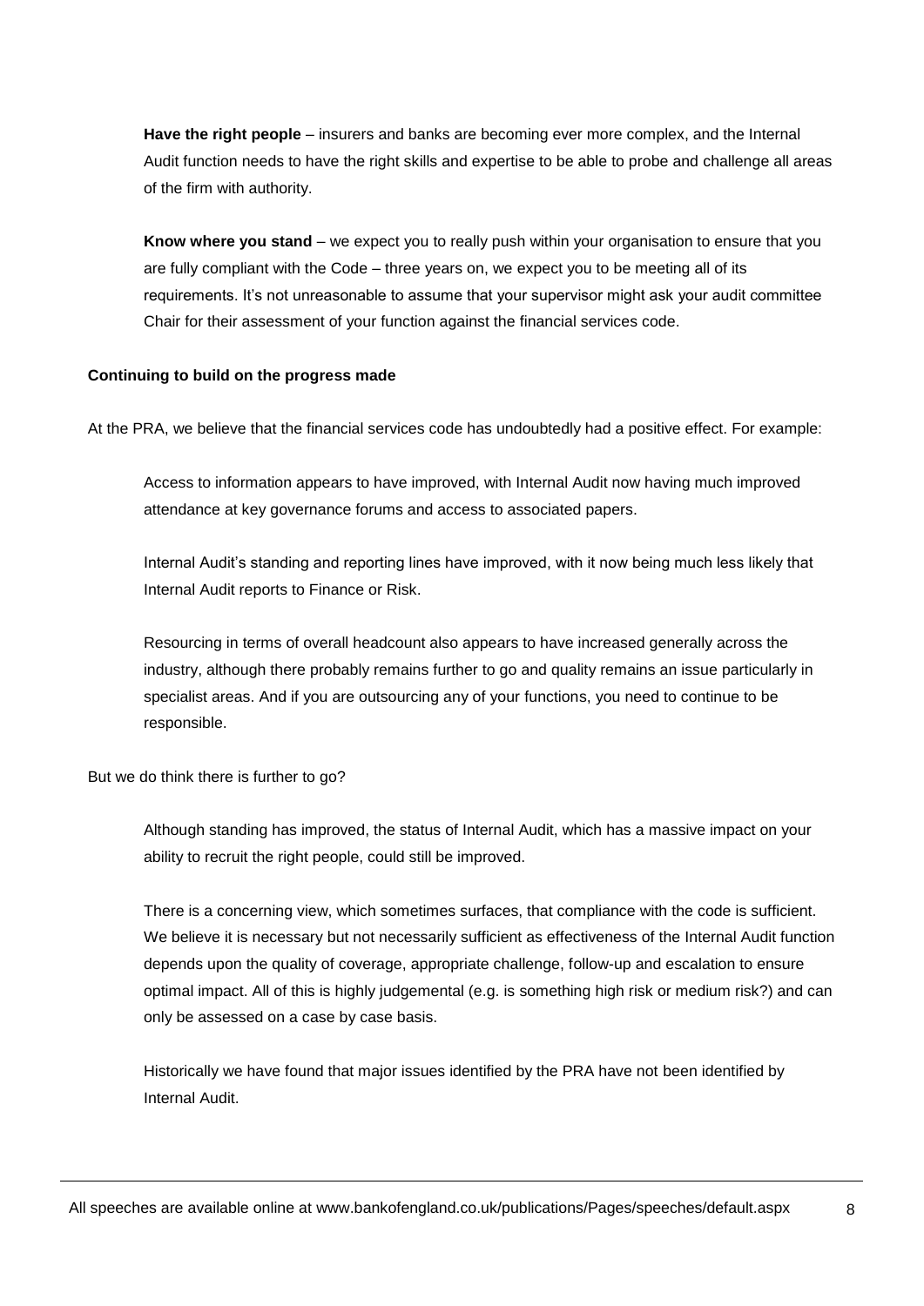**Have the right people** – insurers and banks are becoming ever more complex, and the Internal Audit function needs to have the right skills and expertise to be able to probe and challenge all areas of the firm with authority.

**Know where you stand** – we expect you to really push within your organisation to ensure that you are fully compliant with the Code – three years on, we expect you to be meeting all of its requirements. It's not unreasonable to assume that your supervisor might ask your audit committee Chair for their assessment of your function against the financial services code.

**Continuing to build on the progress made**

At the PRA, we believe that the financial services code has undoubtedly had a positive effect. For example:

Access to information appears to have improved, with Internal Audit now having much improved attendance at key governance forums and access to associated papers.

Internal Audit's standing and reporting lines have improved, with it now being much less likely that Internal Audit reports to Finance or Risk.

Resourcing in terms of overall headcount also appears to have increased generally across the industry, although there probably remains further to go and quality remains an issue particularly in specialist areas. And if you are outsourcing any of your functions, you need to continue to be responsible.

But we do think there is further to go?

Although standing has improved, the status of Internal Audit, which has a massive impact on your ability to recruit the right people, could still be improved.

There is a concerning view, which sometimes surfaces, that compliance with the code is sufficient. We believe it is necessary but not necessarily sufficient as effectiveness of the Internal Audit function depends upon the quality of coverage, appropriate challenge, follow-up and escalation to ensure optimal impact. All of this is highly judgemental (e.g. is something high risk or medium risk?) and can only be assessed on a case by case basis.

Historically we have found that major issues identified by the PRA have not been identified by Internal Audit.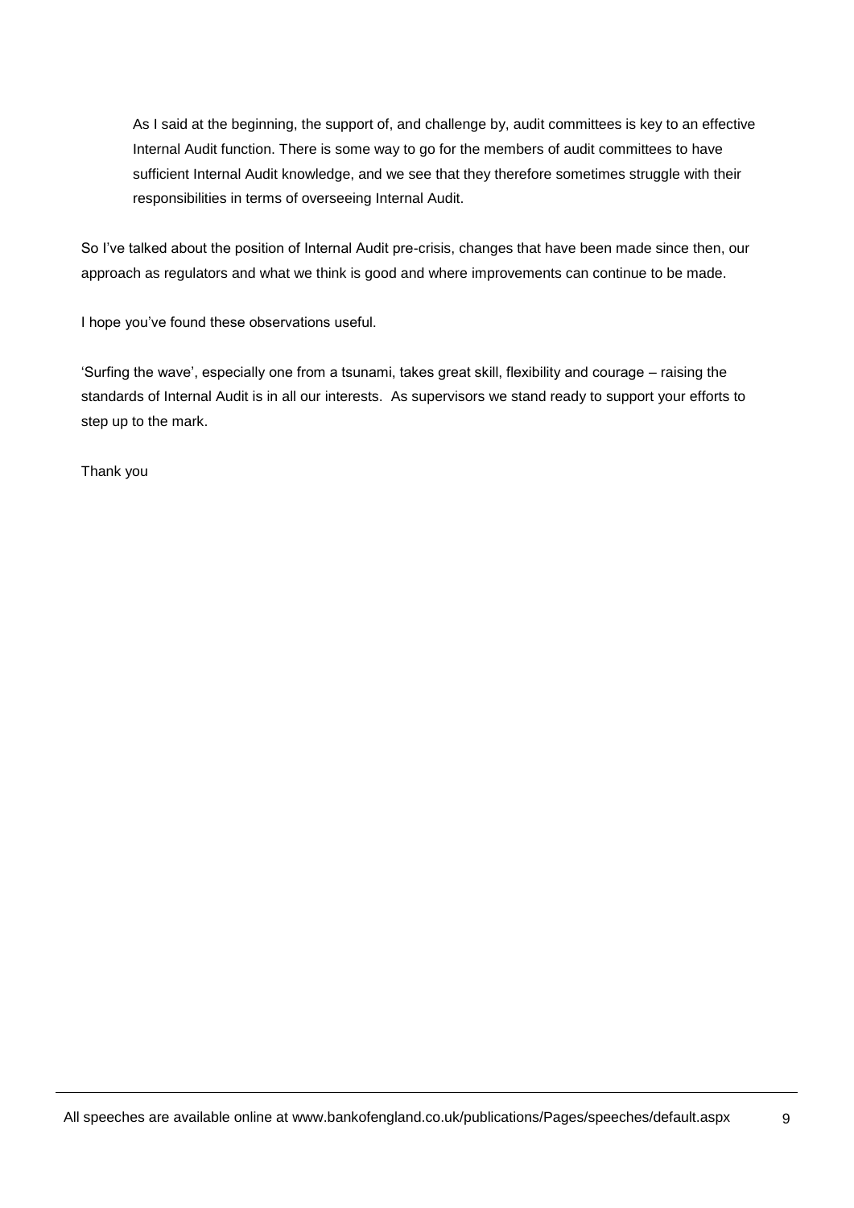> As I said at the beginning, the support of, and challenge by, audit committees is key to an effective Internal Audit function. There is some way to go for the members of audit committees to have sufficient Internal Audit knowledge, and we see that they therefore sometimes struggle with their responsibilities in terms of overseeing Internal Audit.

So I've talked about the position of Internal Audit pre-crisis, changes that have been made since then, our approach as regulators and what we think is good and where improvements can continue to be made.

I hope you've found these observations useful.

'Surfing the wave', especially one from a tsunami, takes great skill, flexibility and courage – raising the standards of Internal Audit is in all our interests. As supervisors we stand ready to support your efforts to step up to the mark.

Thank you